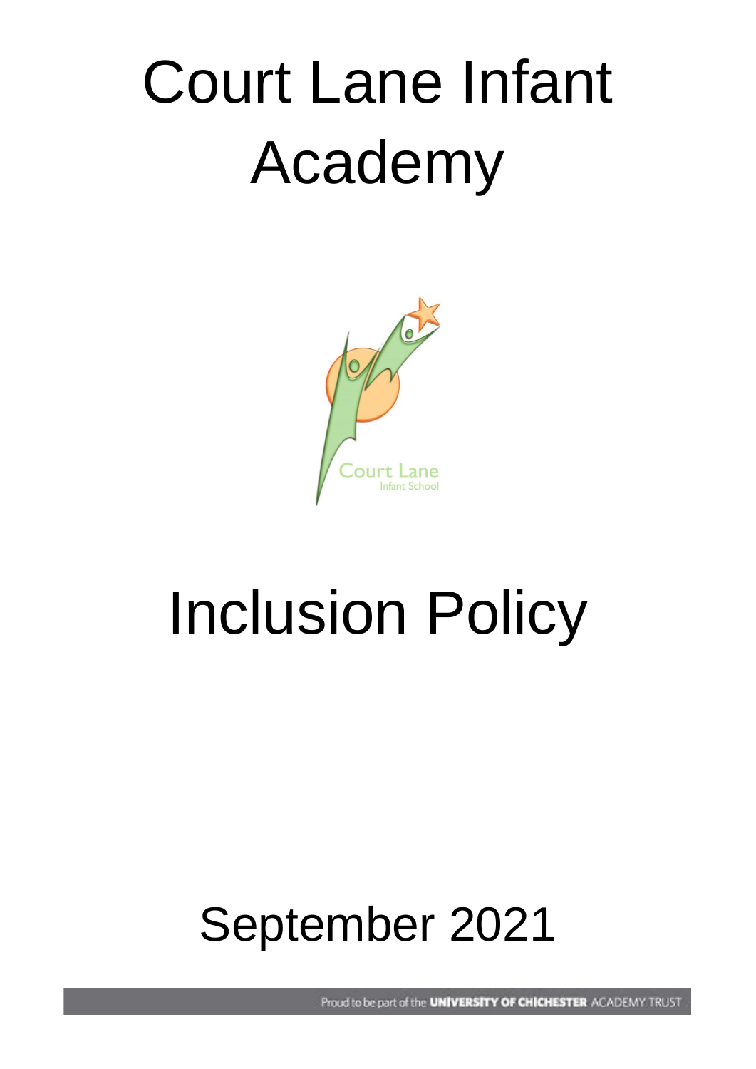# Court Lane Infant Academy

# Inclusion Policy

## September 2021

Proud to be part of the **UNIVERSITY OF CHICHESTER** ACADEMY TRUST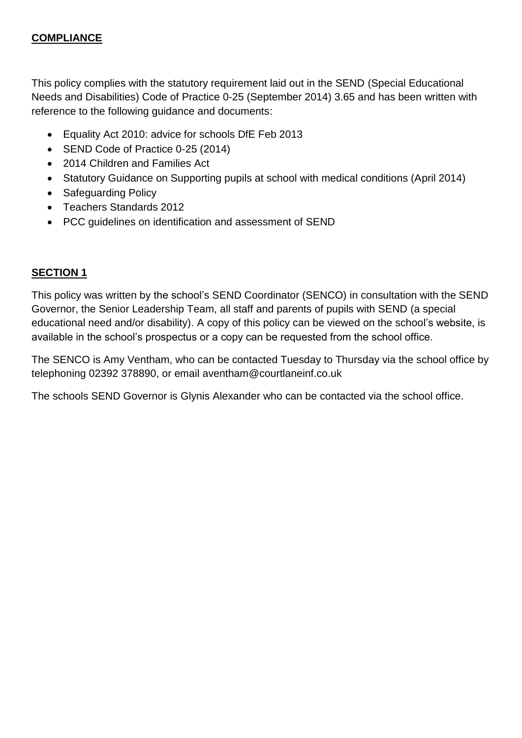## **COMPLIANCE**

This policy complies with the statutory requirement laid out in the SEND (Special Educational Needs and Disabilities) Code of Practice 0-25 (September 2014) 3.65 and has been written with reference to the following guidance and documents:

- Equality Act 2010: advice for schools DfE Feb 2013
- SEND Code of Practice 0-25 (2014)
- 2014 Children and Families Act
- Statutory Guidance on Supporting pupils at school with medical conditions (April 2014)
- Safeguarding Policy
- Teachers Standards 2012
- PCC guidelines on identification and assessment of SEND

## **SECTION 1**

This policy was written by the school's SEND Coordinator (SENCO) in consultation with the SEND Governor, the Senior Leadership Team, all staff and parents of pupils with SEND (a special educational need and/or disability). A copy of this policy can be viewed on the school's website, is available in the school's prospectus or a copy can be requested from the school office.

The SENCO is Amy Ventham, who can be contacted Tuesday to Thursday via the school office by telephoning 02392 378890, or email aventham@courtlaneinf.co.uk

The schools SEND Governor is Glynis Alexander who can be contacted via the school office.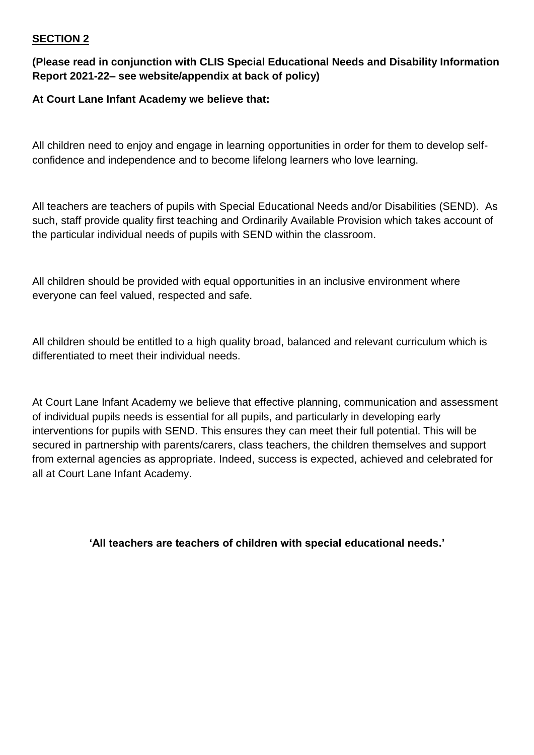## **SECTION 2**

**(Please read in conjunction with CLIS Special Educational Needs and Disability Information Report 2021-22– see website/appendix at back of policy)**

**At Court Lane Infant Academy we believe that:**

All children need to enjoy and engage in learning opportunities in order for them to develop self-confidence and independence and to become lifelong learners who love learning.

All teachers are teachers of pupils with Special Educational Needs and/or Disabilities (SEND). As such, staff provide quality first teaching and Ordinarily Available Provision which takes account of the particular individual needs of pupils with SEND within the classroom.

All children should be provided with equal opportunities in an inclusive environment where everyone can feel valued, respected and safe.

All children should be entitled to a high quality broad, balanced and relevant curriculum which is differentiated to meet their individual needs.

At Court Lane Infant Academy we believe that effective planning, communication and assessment of individual pupils needs is essential for all pupils, and particularly in developing early interventions for pupils with SEND. This ensures they can meet their full potential. This will be secured in partnership with parents/carers, class teachers, the children themselves and support from external agencies as appropriate. Indeed, success is expected, achieved and celebrated for all at Court Lane Infant Academy.

**'All teachers are teachers of children with special educational needs.'**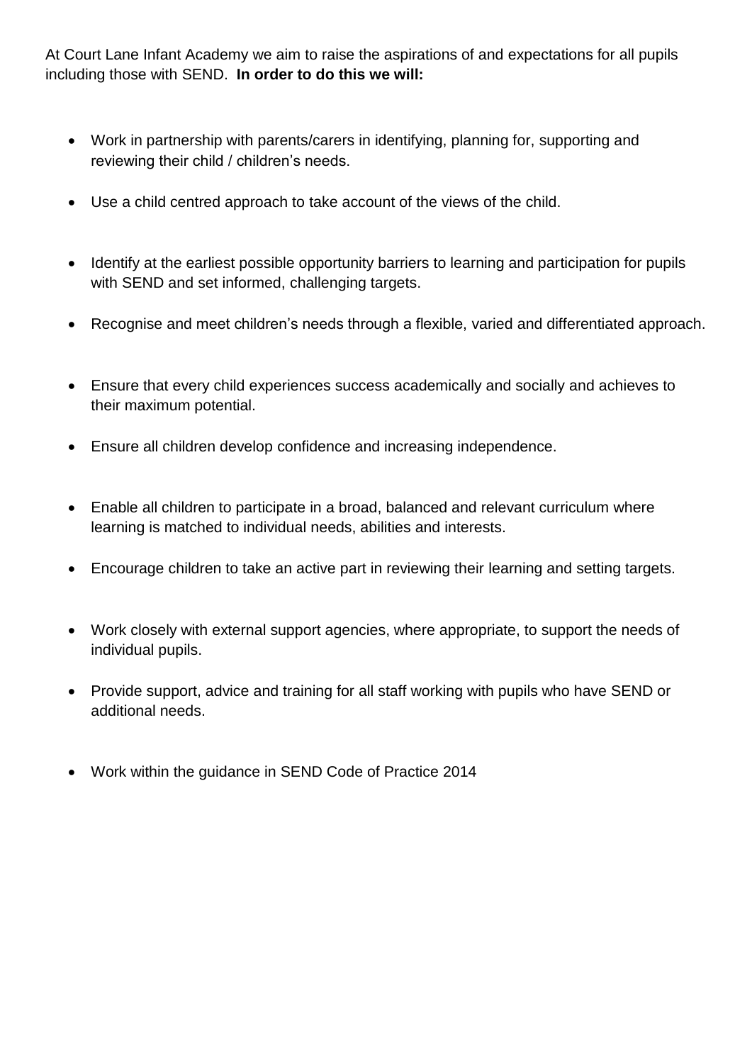At Court Lane Infant Academy we aim to raise the aspirations of and expectations for all pupils including those with SEND. **In order to do this we will:**

- Work in partnership with parents/carers in identifying, planning for, supporting and reviewing their child / children's needs.
- Use a child centred approach to take account of the views of the child.
- Identify at the earliest possible opportunity barriers to learning and participation for pupils with SEND and set informed, challenging targets.
- Recognise and meet children's needs through a flexible, varied and differentiated approach.
- Ensure that every child experiences success academically and socially and achieves to their maximum potential.
- Ensure all children develop confidence and increasing independence.
- Enable all children to participate in a broad, balanced and relevant curriculum where learning is matched to individual needs, abilities and interests.
- Encourage children to take an active part in reviewing their learning and setting targets.
- Work closely with external support agencies, where appropriate, to support the needs of individual pupils.
- Provide support, advice and training for all staff working with pupils who have SEND or additional needs.
- Work within the guidance in SEND Code of Practice 2014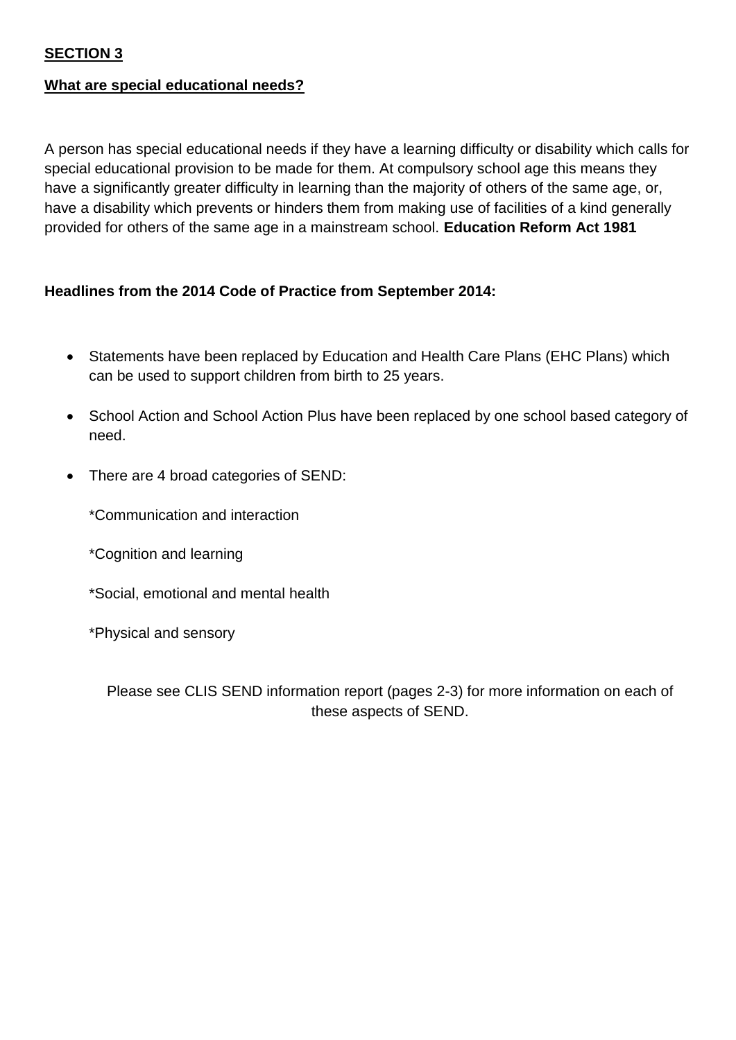**SECTION 3**

**What are special educational needs?**

A person has special educational needs if they have a learning difficulty or disability which calls for special educational provision to be made for them. At compulsory school age this means they have a significantly greater difficulty in learning than the majority of others of the same age, or, have a disability which prevents or hinders them from making use of facilities of a kind generally provided for others of the same age in a mainstream school. **Education Reform Act 1981**

**Headlines from the 2014 Code of Practice from September 2014:**

- Statements have been replaced by Education and Health Care Plans (EHC Plans) which can be used to support children from birth to 25 years.
- School Action and School Action Plus have been replaced by one school based category of need.
- There are 4 broad categories of SEND:

  *Communication and interaction

  *Cognition and learning

  *Social, emotional and mental health

  *Physical and sensory

Please see CLIS SEND information report (pages 2-3) for more information on each of these aspects of SEND.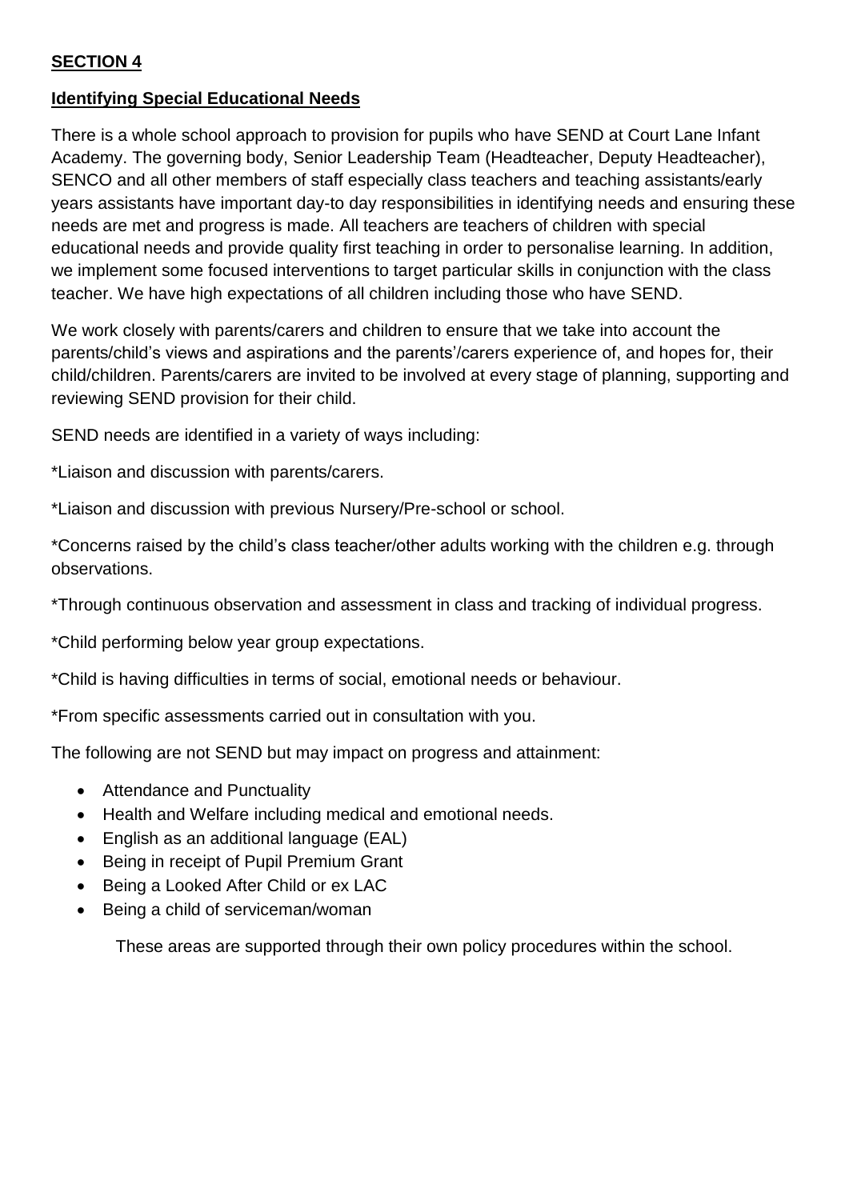**SECTION 4**

**Identifying Special Educational Needs**

There is a whole school approach to provision for pupils who have SEND at Court Lane Infant Academy. The governing body, Senior Leadership Team (Headteacher, Deputy Headteacher), SENCO and all other members of staff especially class teachers and teaching assistants/early years assistants have important day-to day responsibilities in identifying needs and ensuring these needs are met and progress is made. All teachers are teachers of children with special educational needs and provide quality first teaching in order to personalise learning. In addition, we implement some focused interventions to target particular skills in conjunction with the class teacher. We have high expectations of all children including those who have SEND.

We work closely with parents/carers and children to ensure that we take into account the parents/child's views and aspirations and the parents'/carers experience of, and hopes for, their child/children. Parents/carers are invited to be involved at every stage of planning, supporting and reviewing SEND provision for their child.

SEND needs are identified in a variety of ways including:

*Liaison and discussion with parents/carers.

*Liaison and discussion with previous Nursery/Pre-school or school.

*Concerns raised by the child's class teacher/other adults working with the children e.g. through observations.

*Through continuous observation and assessment in class and tracking of individual progress.

*Child performing below year group expectations.

*Child is having difficulties in terms of social, emotional needs or behaviour.

*From specific assessments carried out in consultation with you.

The following are not SEND but may impact on progress and attainment:

- Attendance and Punctuality
- Health and Welfare including medical and emotional needs.
- English as an additional language (EAL)
- Being in receipt of Pupil Premium Grant
- Being a Looked After Child or ex LAC
- Being a child of serviceman/woman

These areas are supported through their own policy procedures within the school.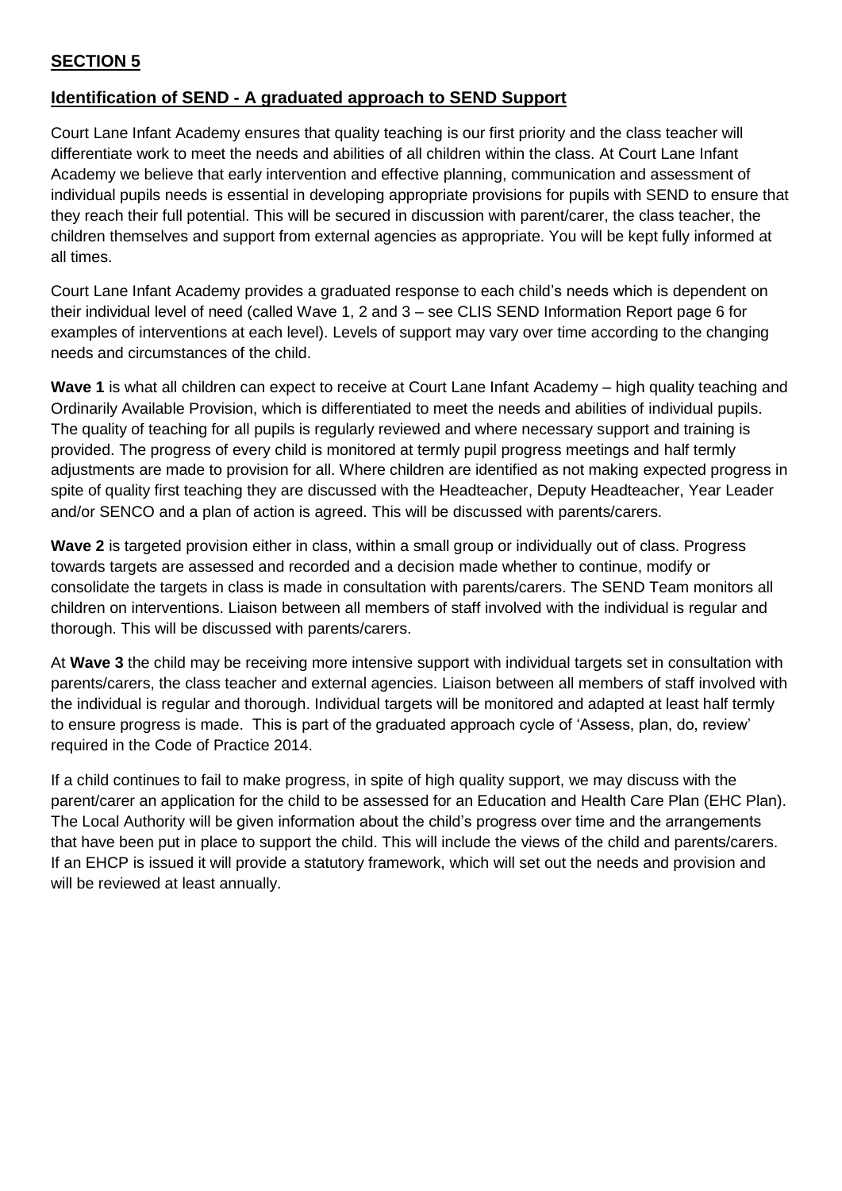## SECTION 5

### Identification of SEND - A graduated approach to SEND Support

Court Lane Infant Academy ensures that quality teaching is our first priority and the class teacher will differentiate work to meet the needs and abilities of all children within the class. At Court Lane Infant Academy we believe that early intervention and effective planning, communication and assessment of individual pupils needs is essential in developing appropriate provisions for pupils with SEND to ensure that they reach their full potential. This will be secured in discussion with parent/carer, the class teacher, the children themselves and support from external agencies as appropriate. You will be kept fully informed at all times.

Court Lane Infant Academy provides a graduated response to each child's needs which is dependent on their individual level of need (called Wave 1, 2 and 3 – see CLIS SEND Information Report page 6 for examples of interventions at each level). Levels of support may vary over time according to the changing needs and circumstances of the child.

**Wave 1** is what all children can expect to receive at Court Lane Infant Academy – high quality teaching and Ordinarily Available Provision, which is differentiated to meet the needs and abilities of individual pupils. The quality of teaching for all pupils is regularly reviewed and where necessary support and training is provided. The progress of every child is monitored at termly pupil progress meetings and half termly adjustments are made to provision for all. Where children are identified as not making expected progress in spite of quality first teaching they are discussed with the Headteacher, Deputy Headteacher, Year Leader and/or SENCO and a plan of action is agreed. This will be discussed with parents/carers.

**Wave 2** is targeted provision either in class, within a small group or individually out of class. Progress towards targets are assessed and recorded and a decision made whether to continue, modify or consolidate the targets in class is made in consultation with parents/carers. The SEND Team monitors all children on interventions. Liaison between all members of staff involved with the individual is regular and thorough. This will be discussed with parents/carers.

At **Wave 3** the child may be receiving more intensive support with individual targets set in consultation with parents/carers, the class teacher and external agencies. Liaison between all members of staff involved with the individual is regular and thorough. Individual targets will be monitored and adapted at least half termly to ensure progress is made. This is part of the graduated approach cycle of 'Assess, plan, do, review' required in the Code of Practice 2014.

If a child continues to fail to make progress, in spite of high quality support, we may discuss with the parent/carer an application for the child to be assessed for an Education and Health Care Plan (EHC Plan). The Local Authority will be given information about the child's progress over time and the arrangements that have been put in place to support the child. This will include the views of the child and parents/carers. If an EHCP is issued it will provide a statutory framework, which will set out the needs and provision and will be reviewed at least annually.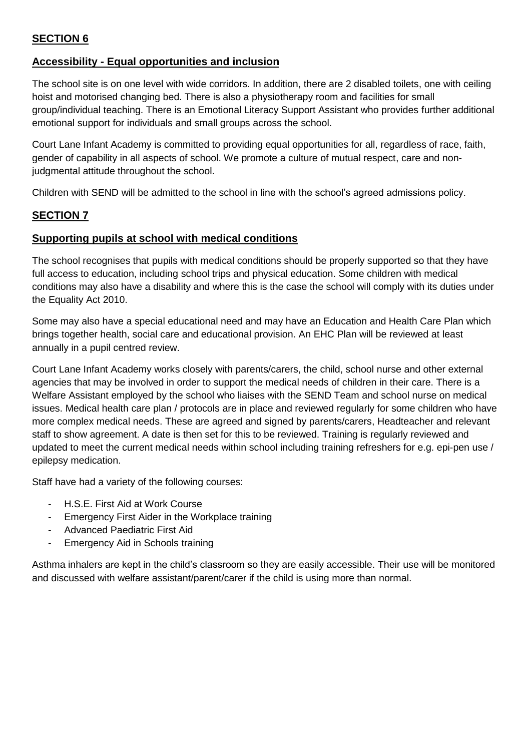**SECTION 6**

**Accessibility - Equal opportunities and inclusion**

The school site is on one level with wide corridors. In addition, there are 2 disabled toilets, one with ceiling hoist and motorised changing bed. There is also a physiotherapy room and facilities for small group/individual teaching. There is an Emotional Literacy Support Assistant who provides further additional emotional support for individuals and small groups across the school.

Court Lane Infant Academy is committed to providing equal opportunities for all, regardless of race, faith, gender of capability in all aspects of school. We promote a culture of mutual respect, care and non-judgmental attitude throughout the school.

Children with SEND will be admitted to the school in line with the school's agreed admissions policy.

**SECTION 7**

**Supporting pupils at school with medical conditions**

The school recognises that pupils with medical conditions should be properly supported so that they have full access to education, including school trips and physical education. Some children with medical conditions may also have a disability and where this is the case the school will comply with its duties under the Equality Act 2010.

Some may also have a special educational need and may have an Education and Health Care Plan which brings together health, social care and educational provision. An EHC Plan will be reviewed at least annually in a pupil centred review.

Court Lane Infant Academy works closely with parents/carers, the child, school nurse and other external agencies that may be involved in order to support the medical needs of children in their care. There is a Welfare Assistant employed by the school who liaises with the SEND Team and school nurse on medical issues. Medical health care plan / protocols are in place and reviewed regularly for some children who have more complex medical needs. These are agreed and signed by parents/carers, Headteacher and relevant staff to show agreement. A date is then set for this to be reviewed. Training is regularly reviewed and updated to meet the current medical needs within school including training refreshers for e.g. epi-pen use / epilepsy medication.

Staff have had a variety of the following courses:

- H.S.E. First Aid at Work Course
- Emergency First Aider in the Workplace training
- Advanced Paediatric First Aid
- Emergency Aid in Schools training

Asthma inhalers are kept in the child's classroom so they are easily accessible. Their use will be monitored and discussed with welfare assistant/parent/carer if the child is using more than normal.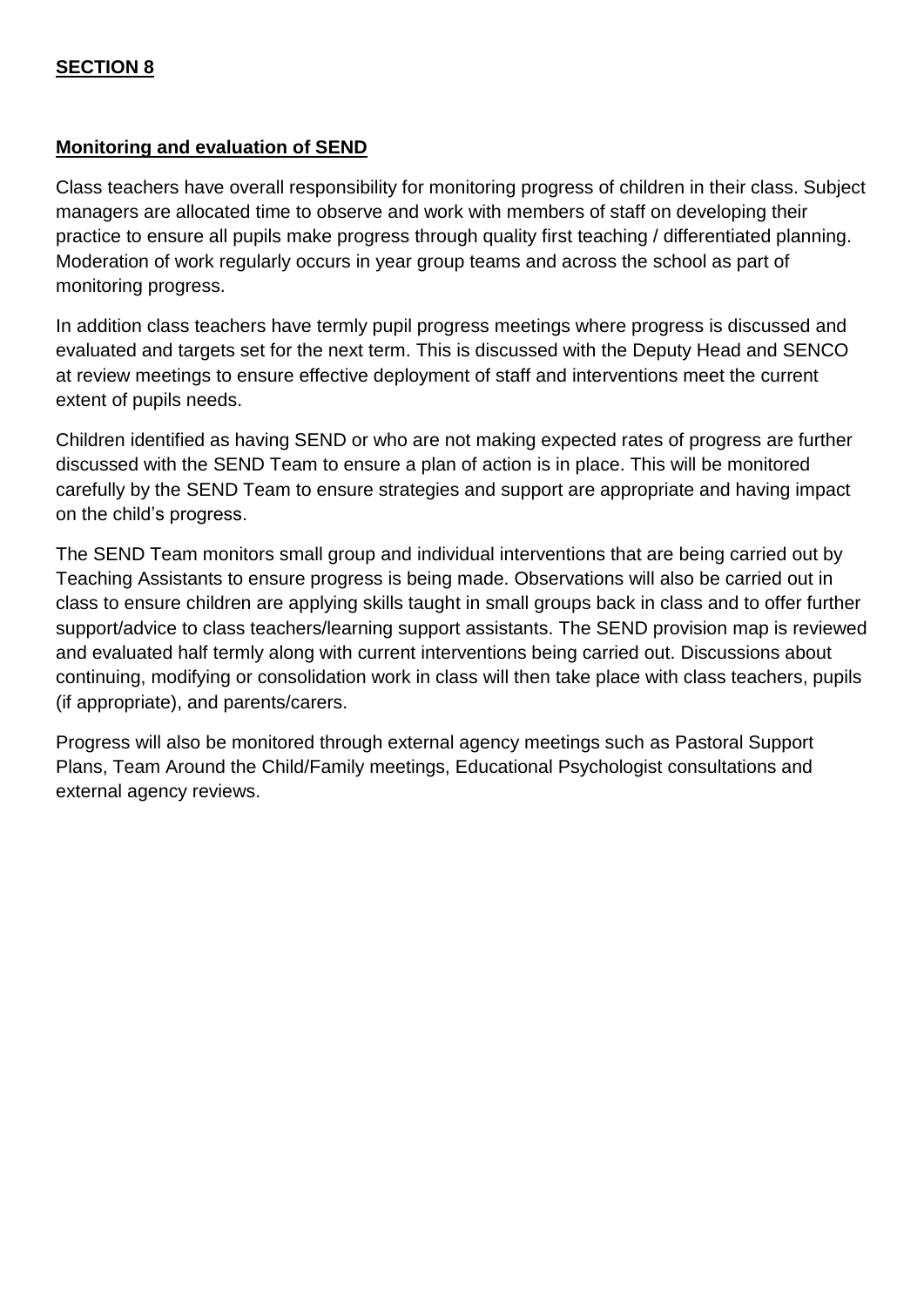## **SECTION 8**

### **Monitoring and evaluation of SEND**

Class teachers have overall responsibility for monitoring progress of children in their class. Subject managers are allocated time to observe and work with members of staff on developing their practice to ensure all pupils make progress through quality first teaching / differentiated planning. Moderation of work regularly occurs in year group teams and across the school as part of monitoring progress.

In addition class teachers have termly pupil progress meetings where progress is discussed and evaluated and targets set for the next term. This is discussed with the Deputy Head and SENCO at review meetings to ensure effective deployment of staff and interventions meet the current extent of pupils needs.

Children identified as having SEND or who are not making expected rates of progress are further discussed with the SEND Team to ensure a plan of action is in place. This will be monitored carefully by the SEND Team to ensure strategies and support are appropriate and having impact on the child's progress.

The SEND Team monitors small group and individual interventions that are being carried out by Teaching Assistants to ensure progress is being made. Observations will also be carried out in class to ensure children are applying skills taught in small groups back in class and to offer further support/advice to class teachers/learning support assistants. The SEND provision map is reviewed and evaluated half termly along with current interventions being carried out. Discussions about continuing, modifying or consolidation work in class will then take place with class teachers, pupils (if appropriate), and parents/carers.

Progress will also be monitored through external agency meetings such as Pastoral Support Plans, Team Around the Child/Family meetings, Educational Psychologist consultations and external agency reviews.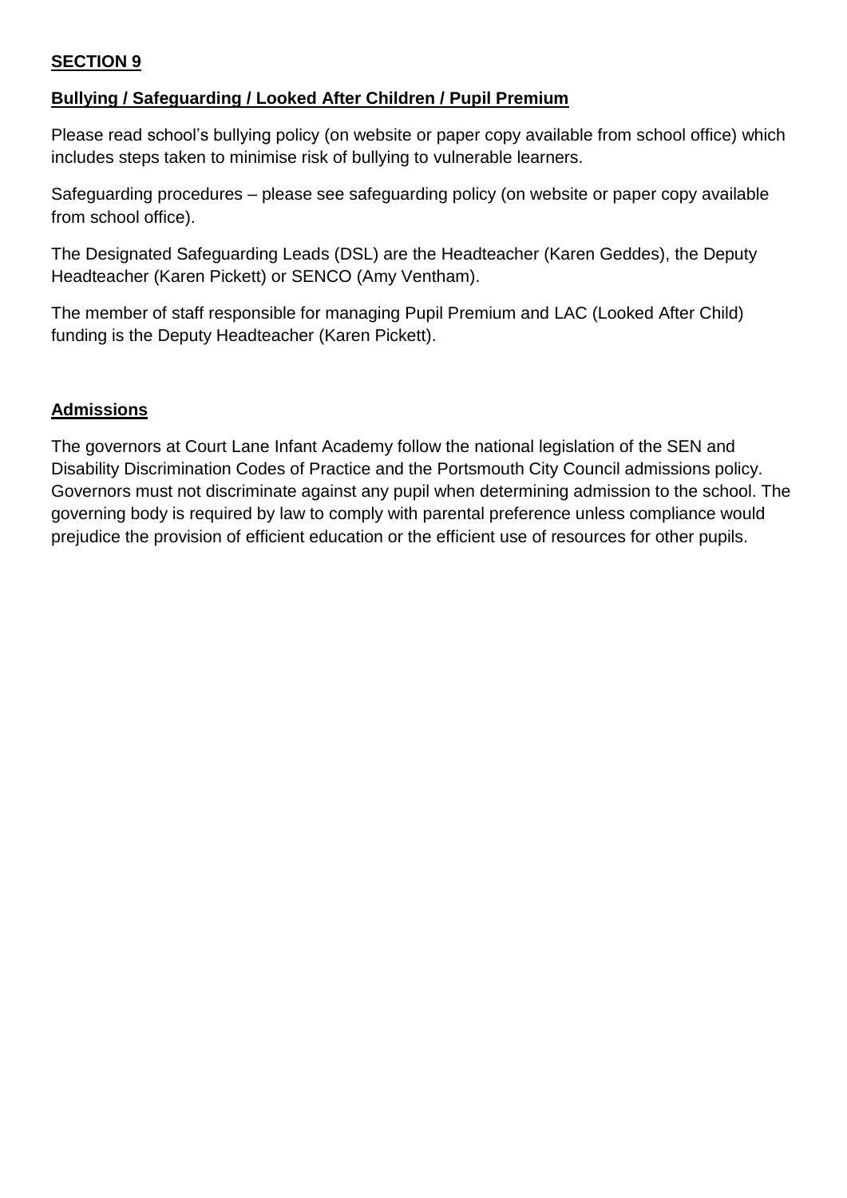**SECTION 9**

**Bullying / Safeguarding / Looked After Children / Pupil Premium**

Please read school's bullying policy (on website or paper copy available from school office) which includes steps taken to minimise risk of bullying to vulnerable learners.

Safeguarding procedures – please see safeguarding policy (on website or paper copy available from school office).

The Designated Safeguarding Leads (DSL) are the Headteacher (Karen Geddes), the Deputy Headteacher (Karen Pickett) or SENCO (Amy Ventham).

The member of staff responsible for managing Pupil Premium and LAC (Looked After Child) funding is the Deputy Headteacher (Karen Pickett).

**Admissions**

The governors at Court Lane Infant Academy follow the national legislation of the SEN and Disability Discrimination Codes of Practice and the Portsmouth City Council admissions policy. Governors must not discriminate against any pupil when determining admission to the school. The governing body is required by law to comply with parental preference unless compliance would prejudice the provision of efficient education or the efficient use of resources for other pupils.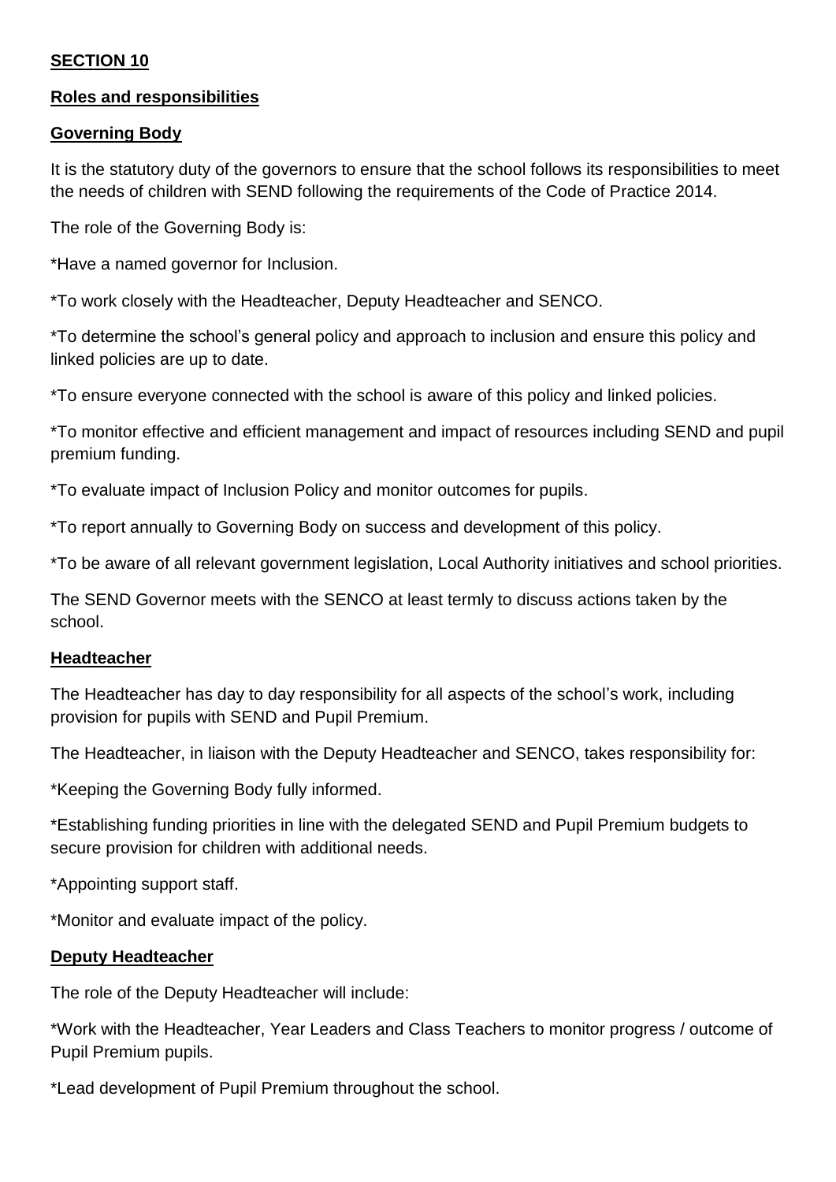**SECTION 10**

**Roles and responsibilities**

**Governing Body**

It is the statutory duty of the governors to ensure that the school follows its responsibilities to meet the needs of children with SEND following the requirements of the Code of Practice 2014.

The role of the Governing Body is:

*Have a named governor for Inclusion.

*To work closely with the Headteacher, Deputy Headteacher and SENCO.

*To determine the school's general policy and approach to inclusion and ensure this policy and linked policies are up to date.

*To ensure everyone connected with the school is aware of this policy and linked policies.

*To monitor effective and efficient management and impact of resources including SEND and pupil premium funding.

*To evaluate impact of Inclusion Policy and monitor outcomes for pupils.

*To report annually to Governing Body on success and development of this policy.

*To be aware of all relevant government legislation, Local Authority initiatives and school priorities.

The SEND Governor meets with the SENCO at least termly to discuss actions taken by the school.

**Headteacher**

The Headteacher has day to day responsibility for all aspects of the school's work, including provision for pupils with SEND and Pupil Premium.

The Headteacher, in liaison with the Deputy Headteacher and SENCO, takes responsibility for:

*Keeping the Governing Body fully informed.

*Establishing funding priorities in line with the delegated SEND and Pupil Premium budgets to secure provision for children with additional needs.

*Appointing support staff.

*Monitor and evaluate impact of the policy.

**Deputy Headteacher**

The role of the Deputy Headteacher will include:

*Work with the Headteacher, Year Leaders and Class Teachers to monitor progress / outcome of Pupil Premium pupils.

*Lead development of Pupil Premium throughout the school.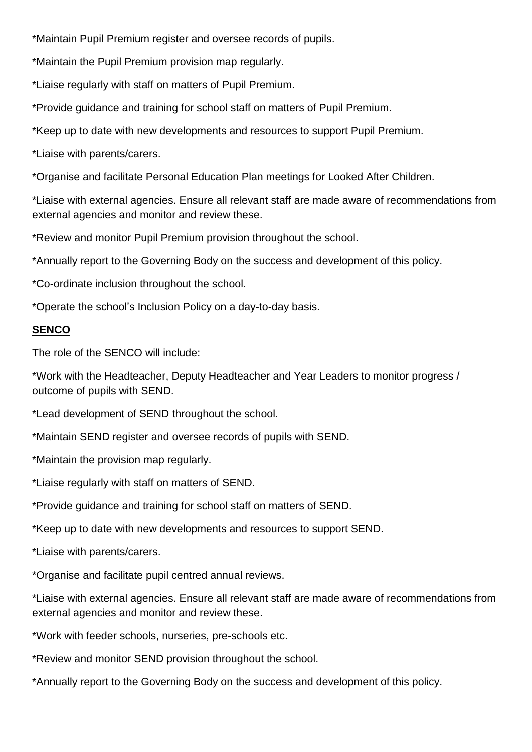*Maintain Pupil Premium register and oversee records of pupils.

*Maintain the Pupil Premium provision map regularly.

*Liaise regularly with staff on matters of Pupil Premium.

*Provide guidance and training for school staff on matters of Pupil Premium.

*Keep up to date with new developments and resources to support Pupil Premium.

*Liaise with parents/carers.

*Organise and facilitate Personal Education Plan meetings for Looked After Children.

*Liaise with external agencies. Ensure all relevant staff are made aware of recommendations from external agencies and monitor and review these.

*Review and monitor Pupil Premium provision throughout the school.

*Annually report to the Governing Body on the success and development of this policy.

*Co-ordinate inclusion throughout the school.

*Operate the school's Inclusion Policy on a day-to-day basis.

**SENCO**

The role of the SENCO will include:

*Work with the Headteacher, Deputy Headteacher and Year Leaders to monitor progress / outcome of pupils with SEND.

*Lead development of SEND throughout the school.

*Maintain SEND register and oversee records of pupils with SEND.

*Maintain the provision map regularly.

*Liaise regularly with staff on matters of SEND.

*Provide guidance and training for school staff on matters of SEND.

*Keep up to date with new developments and resources to support SEND.

*Liaise with parents/carers.

*Organise and facilitate pupil centred annual reviews.

*Liaise with external agencies. Ensure all relevant staff are made aware of recommendations from external agencies and monitor and review these.

*Work with feeder schools, nurseries, pre-schools etc.

*Review and monitor SEND provision throughout the school.

*Annually report to the Governing Body on the success and development of this policy.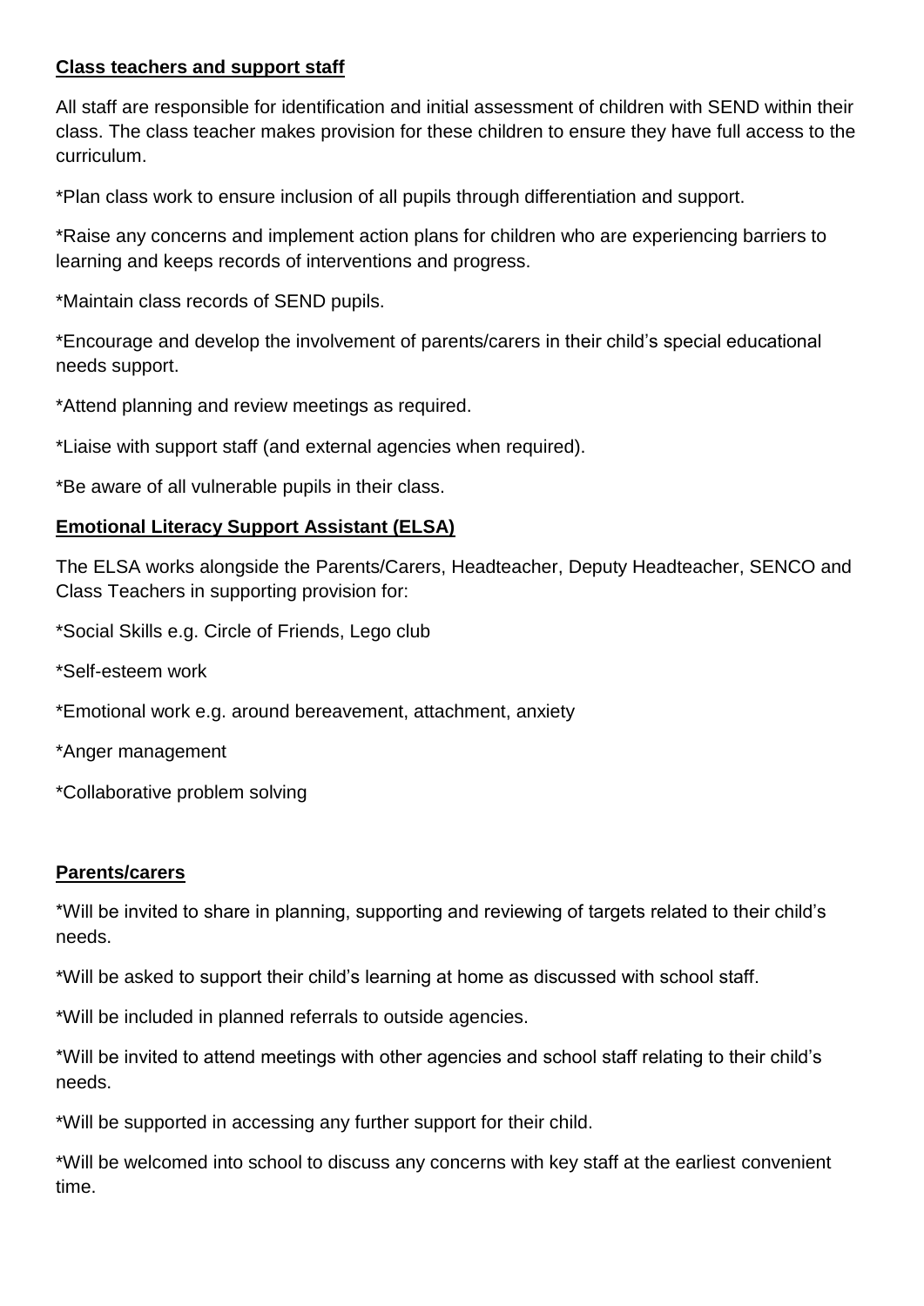**Class teachers and support staff**

All staff are responsible for identification and initial assessment of children with SEND within their class. The class teacher makes provision for these children to ensure they have full access to the curriculum.

*Plan class work to ensure inclusion of all pupils through differentiation and support.

*Raise any concerns and implement action plans for children who are experiencing barriers to learning and keeps records of interventions and progress.

*Maintain class records of SEND pupils.

*Encourage and develop the involvement of parents/carers in their child's special educational needs support.

*Attend planning and review meetings as required.

*Liaise with support staff (and external agencies when required).

*Be aware of all vulnerable pupils in their class.

**Emotional Literacy Support Assistant (ELSA)**

The ELSA works alongside the Parents/Carers, Headteacher, Deputy Headteacher, SENCO and Class Teachers in supporting provision for:

*Social Skills e.g. Circle of Friends, Lego club

*Self-esteem work

*Emotional work e.g. around bereavement, attachment, anxiety

*Anger management

*Collaborative problem solving

**Parents/carers**

*Will be invited to share in planning, supporting and reviewing of targets related to their child's needs.

*Will be asked to support their child's learning at home as discussed with school staff.

*Will be included in planned referrals to outside agencies.

*Will be invited to attend meetings with other agencies and school staff relating to their child's needs.

*Will be supported in accessing any further support for their child.

*Will be welcomed into school to discuss any concerns with key staff at the earliest convenient time.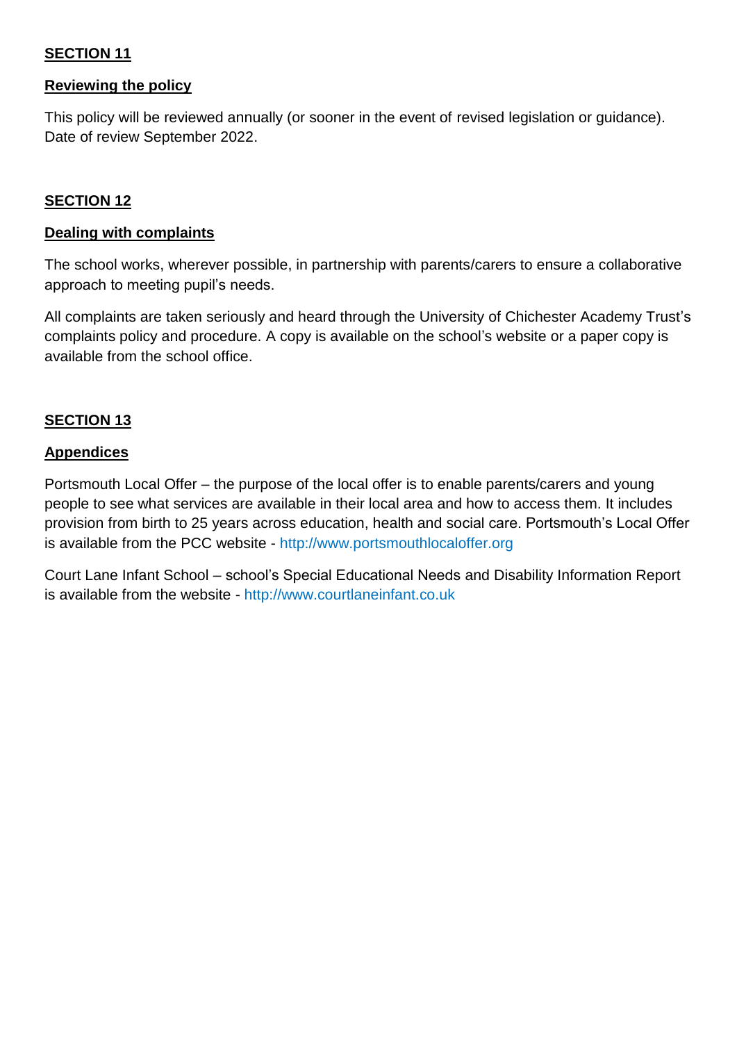## **SECTION 11**

### **Reviewing the policy**

This policy will be reviewed annually (or sooner in the event of revised legislation or guidance). Date of review September 2022.

## **SECTION 12**

### **Dealing with complaints**

The school works, wherever possible, in partnership with parents/carers to ensure a collaborative approach to meeting pupil's needs.

All complaints are taken seriously and heard through the University of Chichester Academy Trust's complaints policy and procedure. A copy is available on the school's website or a paper copy is available from the school office.

## **SECTION 13**

### **Appendices**

Portsmouth Local Offer – the purpose of the local offer is to enable parents/carers and young people to see what services are available in their local area and how to access them. It includes provision from birth to 25 years across education, health and social care. Portsmouth's Local Offer is available from the PCC website - http://www.portsmouthlocaloffer.org

Court Lane Infant School – school's Special Educational Needs and Disability Information Report is available from the website - http://www.courtlaneinfant.co.uk